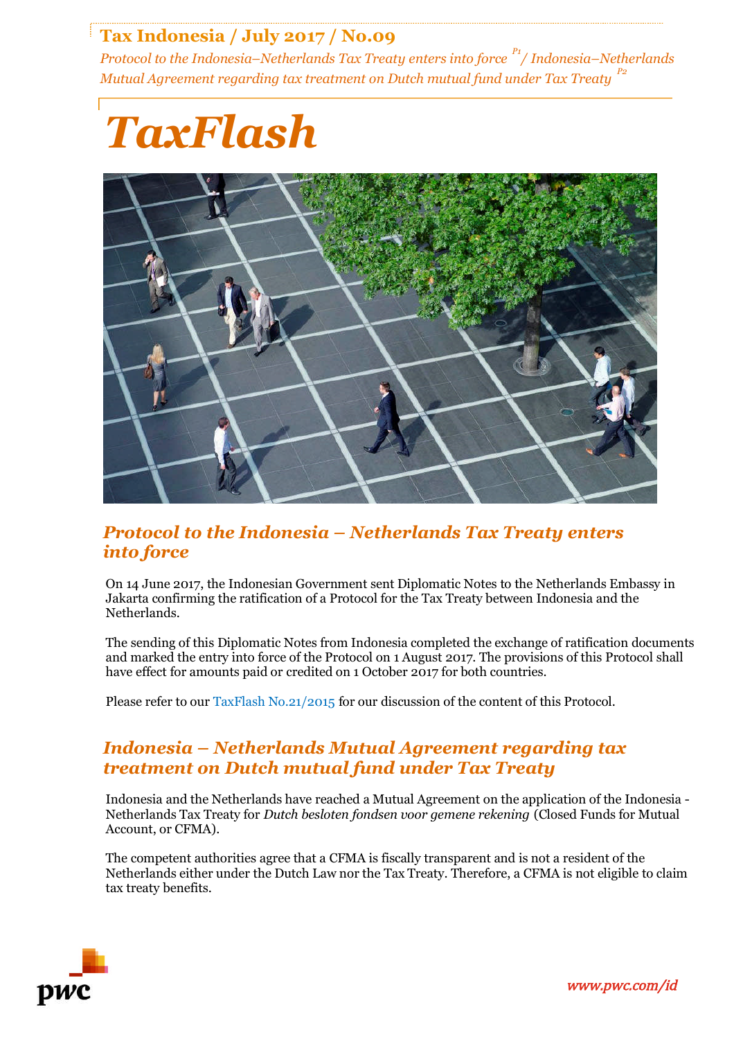# Tax Indonesia / July 2017 / No.09

*Protocol to the Indonesia–Netherlands Tax Treaty enters into force* [P1] */ Indonesia–Netherlands Mutual Agreement regarding tax treatment on Dutch mutual fund under Tax Treaty* [P2]

# *TaxFlash*

## *Protocol to the Indonesia – Netherlands Tax Treaty enters into force*

On 14 June 2017, the Indonesian Government sent Diplomatic Notes to the Netherlands Embassy in Jakarta confirming the ratification of a Protocol for the Tax Treaty between Indonesia and the Netherlands.

The sending of this Diplomatic Notes from Indonesia completed the exchange of ratification documents and marked the entry into force of the Protocol on 1 August 2017. The provisions of this Protocol shall have effect for amounts paid or credited on 1 October 2017 for both countries.

Please refer to our TaxFlash No.21/2015 for our discussion of the content of this Protocol.

## *Indonesia – Netherlands Mutual Agreement regarding tax treatment on Dutch mutual fund under Tax Treaty*

Indonesia and the Netherlands have reached a Mutual Agreement on the application of the Indonesia - Netherlands Tax Treaty for *Dutch besloten fondsen voor gemene rekening* (Closed Funds for Mutual Account, or CFMA).

The competent authorities agree that a CFMA is fiscally transparent and is not a resident of the Netherlands either under the Dutch Law nor the Tax Treaty. Therefore, a CFMA is not eligible to claim tax treaty benefits.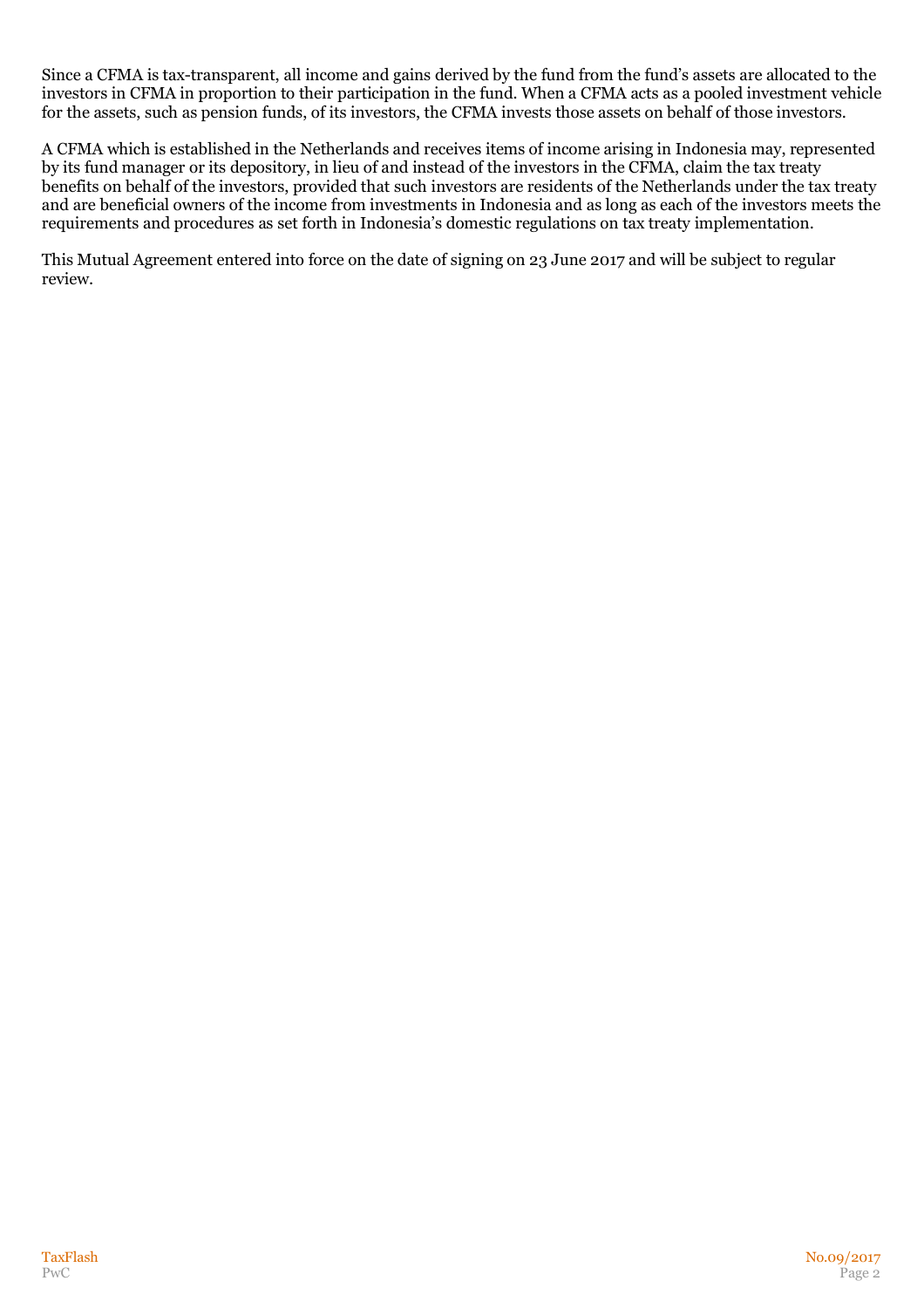Since a CFMA is tax-transparent, all income and gains derived by the fund from the fund's assets are allocated to the investors in CFMA in proportion to their participation in the fund. When a CFMA acts as a pooled investment vehicle for the assets, such as pension funds, of its investors, the CFMA invests those assets on behalf of those investors.

A CFMA which is established in the Netherlands and receives items of income arising in Indonesia may, represented by its fund manager or its depository, in lieu of and instead of the investors in the CFMA, claim the tax treaty benefits on behalf of the investors, provided that such investors are residents of the Netherlands under the tax treaty and are beneficial owners of the income from investments in Indonesia and as long as each of the investors meets the requirements and procedures as set forth in Indonesia's domestic regulations on tax treaty implementation.

This Mutual Agreement entered into force on the date of signing on 23 June 2017 and will be subject to regular review.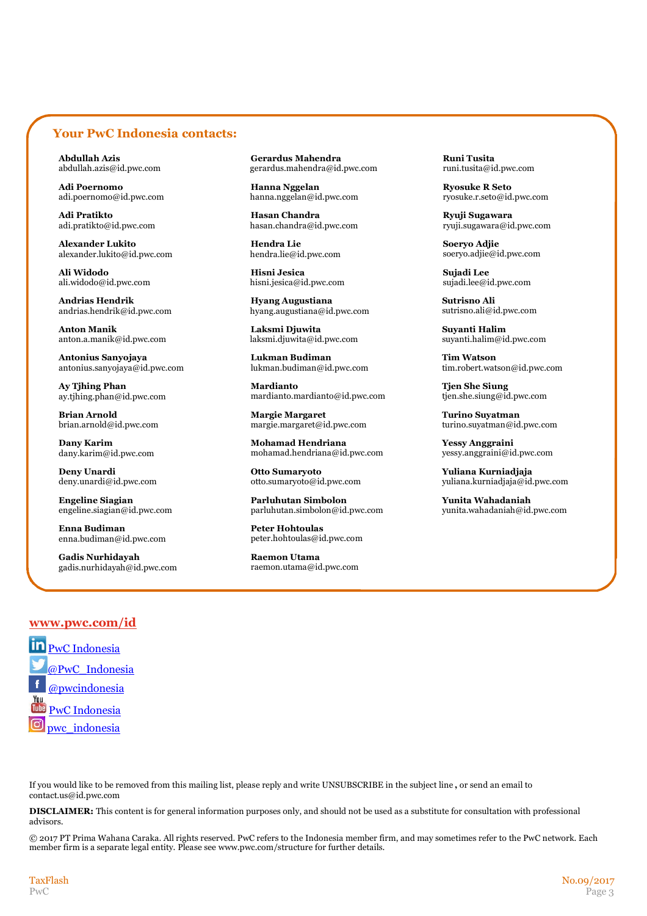## Your PwC Indonesia contacts:

**Abdullah Azis**
abdullah.azis@id.pwc.com

**Adi Poernomo**
adi.poernomo@id.pwc.com

**Adi Pratikto**
adi.pratikto@id.pwc.com

**Alexander Lukito**
alexander.lukito@id.pwc.com

**Ali Widodo**
ali.widodo@id.pwc.com

**Andrias Hendrik**
andrias.hendrik@id.pwc.com

**Anton Manik**
anton.a.manik@id.pwc.com

**Antonius Sanyojaya**
antonius.sanyojaya@id.pwc.com

**Ay Tjhing Phan**
ay.tjhing.phan@id.pwc.com

**Brian Arnold**
brian.arnold@id.pwc.com

**Dany Karim**
dany.karim@id.pwc.com

**Deny Unardi**
deny.unardi@id.pwc.com

**Engeline Siagian**
engeline.siagian@id.pwc.com

**Enna Budiman**
enna.budiman@id.pwc.com

**Gadis Nurhidayah**
gadis.nurhidayah@id.pwc.com

**Gerardus Mahendra**
gerardus.mahendra@id.pwc.com

**Hanna Nggelan**
hanna.nggelan@id.pwc.com

**Hasan Chandra**
hasan.chandra@id.pwc.com

**Hendra Lie**
hendra.lie@id.pwc.com

**Hisni Jesica**
hisni.jesica@id.pwc.com

**Hyang Augustiana**
hyang.augustiana@id.pwc.com

**Laksmi Djuwita**
laksmi.djuwita@id.pwc.com

**Lukman Budiman**
lukman.budiman@id.pwc.com

**Mardianto**
mardianto.mardianto@id.pwc.com

**Margie Margaret**
margie.margaret@id.pwc.com

**Mohamad Hendriana**
mohamad.hendriana@id.pwc.com

**Otto Sumaryoto**
otto.sumaryoto@id.pwc.com

**Parluhutan Simbolon**
parluhutan.simbolon@id.pwc.com

**Peter Hohtoulas**
peter.hohtoulas@id.pwc.com

**Raemon Utama**
raemon.utama@id.pwc.com

**Runi Tusita**
runi.tusita@id.pwc.com

**Ryosuke R Seto**
ryosuke.r.seto@id.pwc.com

**Ryuji Sugawara**
ryuji.sugawara@id.pwc.com

**Soeryo Adjie**
soeryo.adjie@id.pwc.com

**Sujadi Lee**
sujadi.lee@id.pwc.com

**Sutrisno Ali**
sutrisno.ali@id.pwc.com

**Suyanti Halim**
suyanti.halim@id.pwc.com

**Tim Watson**
tim.robert.watson@id.pwc.com

**Tjen She Siung**
tjen.she.siung@id.pwc.com

**Turino Suyatman**
turino.suyatman@id.pwc.com

**Yessy Anggraini**
yessy.anggraini@id.pwc.com

**Yuliana Kurniadjaja**
yuliana.kurniadjaja@id.pwc.com

**Yunita Wahadaniah**
yunita.wahadaniah@id.pwc.com

**www.pwc.com/id**

PwC Indonesia

@PwC_Indonesia

@pwcindonesia

PwC Indonesia

pwc_indonesia

If you would like to be removed from this mailing list, please reply and write UNSUBSCRIBE in the subject line, or send an email to contact.us@id.pwc.com

**DISCLAIMER:** This content is for general information purposes only, and should not be used as a substitute for consultation with professional advisors.

© 2017 PT Prima Wahana Caraka. All rights reserved. PwC refers to the Indonesia member firm, and may sometimes refer to the PwC network. Each member firm is a separate legal entity. Please see www.pwc.com/structure for further details.